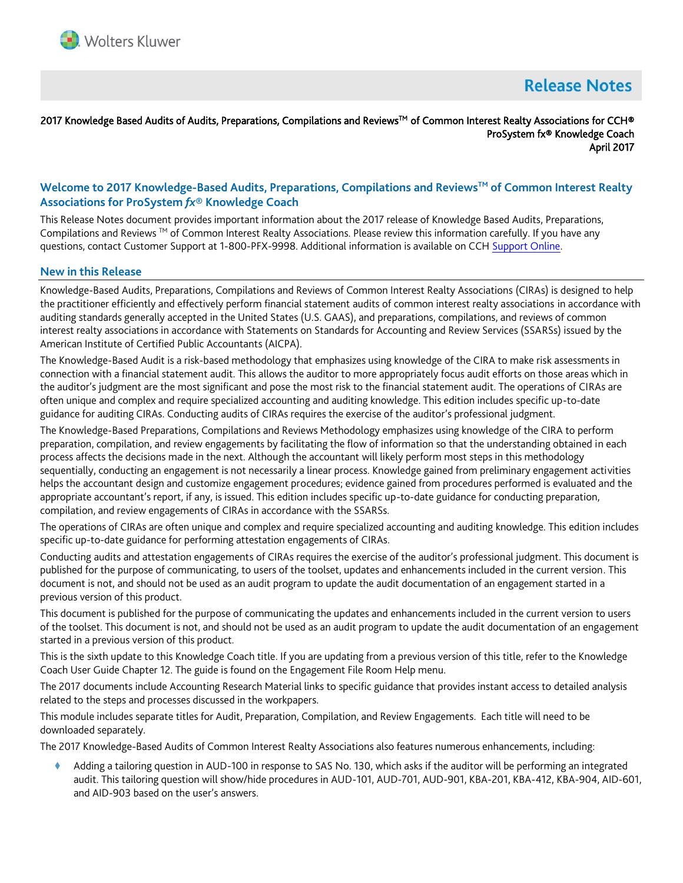Wolters Kluwer

# Release Notes

2017 Knowledge Based Audits of Audits, Preparations, Compilations and Reviews™ of Common Interest Realty Associations for CCH® ProSystem fx® Knowledge Coach
April 2017

## Welcome to 2017 Knowledge-Based Audits, Preparations, Compilations and Reviews™ of Common Interest Realty Associations for ProSystem *fx*® Knowledge Coach

This Release Notes document provides important information about the 2017 release of Knowledge Based Audits, Preparations, Compilations and Reviews ™ of Common Interest Realty Associations. Please review this information carefully. If you have any questions, contact Customer Support at 1-800-PFX-9998. Additional information is available on CCH Support Online.

## New in this Release

Knowledge-Based Audits, Preparations, Compilations and Reviews of Common Interest Realty Associations (CIRAs) is designed to help the practitioner efficiently and effectively perform financial statement audits of common interest realty associations in accordance with auditing standards generally accepted in the United States (U.S. GAAS), and preparations, compilations, and reviews of common interest realty associations in accordance with Statements on Standards for Accounting and Review Services (SSARSs) issued by the American Institute of Certified Public Accountants (AICPA).

The Knowledge-Based Audit is a risk-based methodology that emphasizes using knowledge of the CIRA to make risk assessments in connection with a financial statement audit. This allows the auditor to more appropriately focus audit efforts on those areas which in the auditor's judgment are the most significant and pose the most risk to the financial statement audit. The operations of CIRAs are often unique and complex and require specialized accounting and auditing knowledge. This edition includes specific up-to-date guidance for auditing CIRAs. Conducting audits of CIRAs requires the exercise of the auditor's professional judgment.

The Knowledge-Based Preparations, Compilations and Reviews Methodology emphasizes using knowledge of the CIRA to perform preparation, compilation, and review engagements by facilitating the flow of information so that the understanding obtained in each process affects the decisions made in the next. Although the accountant will likely perform most steps in this methodology sequentially, conducting an engagement is not necessarily a linear process. Knowledge gained from preliminary engagement activities helps the accountant design and customize engagement procedures; evidence gained from procedures performed is evaluated and the appropriate accountant's report, if any, is issued. This edition includes specific up-to-date guidance for conducting preparation, compilation, and review engagements of CIRAs in accordance with the SSARSs.

The operations of CIRAs are often unique and complex and require specialized accounting and auditing knowledge. This edition includes specific up-to-date guidance for performing attestation engagements of CIRAs.

Conducting audits and attestation engagements of CIRAs requires the exercise of the auditor's professional judgment. This document is published for the purpose of communicating, to users of the toolset, updates and enhancements included in the current version. This document is not, and should not be used as an audit program to update the audit documentation of an engagement started in a previous version of this product.

This document is published for the purpose of communicating the updates and enhancements included in the current version to users of the toolset. This document is not, and should not be used as an audit program to update the audit documentation of an engagement started in a previous version of this product.

This is the sixth update to this Knowledge Coach title. If you are updating from a previous version of this title, refer to the Knowledge Coach User Guide Chapter 12. The guide is found on the Engagement File Room Help menu.

The 2017 documents include Accounting Research Material links to specific guidance that provides instant access to detailed analysis related to the steps and processes discussed in the workpapers.

This module includes separate titles for Audit, Preparation, Compilation, and Review Engagements. Each title will need to be downloaded separately.

The 2017 Knowledge-Based Audits of Common Interest Realty Associations also features numerous enhancements, including:

- Adding a tailoring question in AUD-100 in response to SAS No. 130, which asks if the auditor will be performing an integrated audit. This tailoring question will show/hide procedures in AUD-101, AUD-701, AUD-901, KBA-201, KBA-412, KBA-904, AID-601, and AID-903 based on the user's answers.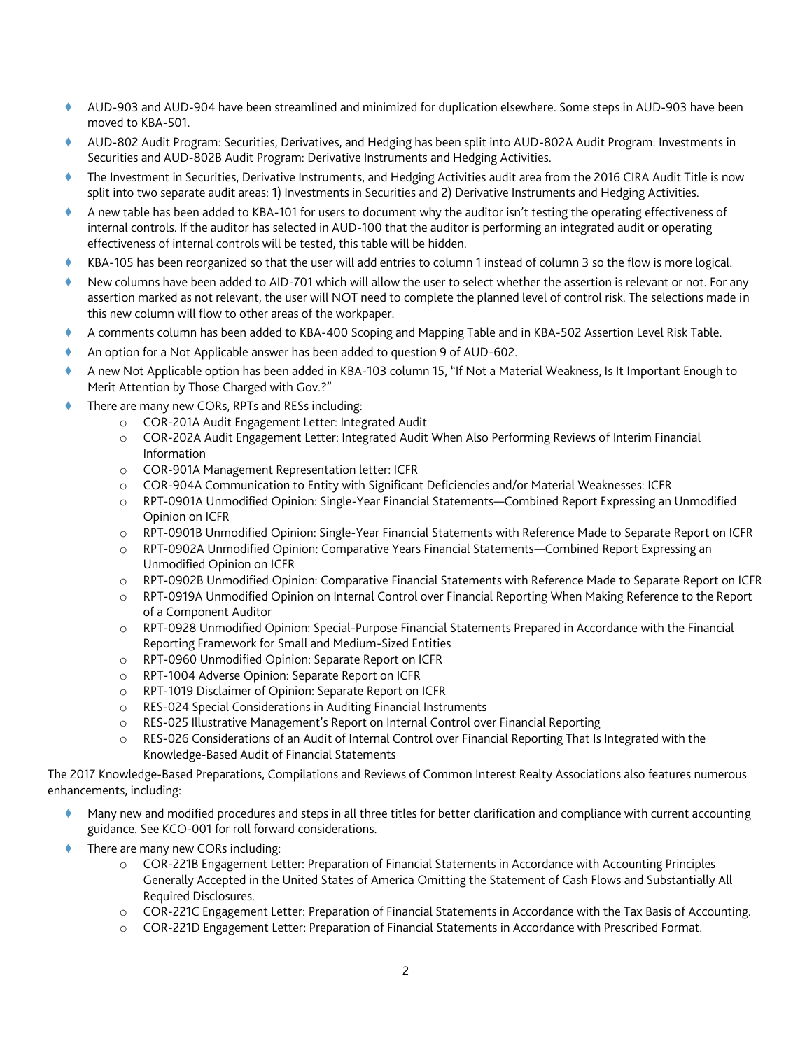- AUD-903 and AUD-904 have been streamlined and minimized for duplication elsewhere. Some steps in AUD-903 have been moved to KBA-501.
- AUD-802 Audit Program: Securities, Derivatives, and Hedging has been split into AUD-802A Audit Program: Investments in Securities and AUD-802B Audit Program: Derivative Instruments and Hedging Activities.
- The Investment in Securities, Derivative Instruments, and Hedging Activities audit area from the 2016 CIRA Audit Title is now split into two separate audit areas: 1) Investments in Securities and 2) Derivative Instruments and Hedging Activities.
- A new table has been added to KBA-101 for users to document why the auditor isn't testing the operating effectiveness of internal controls. If the auditor has selected in AUD-100 that the auditor is performing an integrated audit or operating effectiveness of internal controls will be tested, this table will be hidden.
- KBA-105 has been reorganized so that the user will add entries to column 1 instead of column 3 so the flow is more logical.
- New columns have been added to AID-701 which will allow the user to select whether the assertion is relevant or not. For any assertion marked as not relevant, the user will NOT need to complete the planned level of control risk. The selections made in this new column will flow to other areas of the workpaper.
- A comments column has been added to KBA-400 Scoping and Mapping Table and in KBA-502 Assertion Level Risk Table.
- An option for a Not Applicable answer has been added to question 9 of AUD-602.
- A new Not Applicable option has been added in KBA-103 column 15, "If Not a Material Weakness, Is It Important Enough to Merit Attention by Those Charged with Gov.?"
- There are many new CORs, RPTs and RESs including:
    - COR-201A Audit Engagement Letter: Integrated Audit
    - COR-202A Audit Engagement Letter: Integrated Audit When Also Performing Reviews of Interim Financial Information
    - COR-901A Management Representation letter: ICFR
    - COR-904A Communication to Entity with Significant Deficiencies and/or Material Weaknesses: ICFR
    - RPT-0901A Unmodified Opinion: Single-Year Financial Statements—Combined Report Expressing an Unmodified Opinion on ICFR
    - RPT-0901B Unmodified Opinion: Single-Year Financial Statements with Reference Made to Separate Report on ICFR
    - RPT-0902A Unmodified Opinion: Comparative Years Financial Statements—Combined Report Expressing an Unmodified Opinion on ICFR
    - RPT-0902B Unmodified Opinion: Comparative Financial Statements with Reference Made to Separate Report on ICFR
    - RPT-0919A Unmodified Opinion on Internal Control over Financial Reporting When Making Reference to the Report of a Component Auditor
    - RPT-0928 Unmodified Opinion: Special-Purpose Financial Statements Prepared in Accordance with the Financial Reporting Framework for Small and Medium-Sized Entities
    - RPT-0960 Unmodified Opinion: Separate Report on ICFR
    - RPT-1004 Adverse Opinion: Separate Report on ICFR
    - RPT-1019 Disclaimer of Opinion: Separate Report on ICFR
    - RES-024 Special Considerations in Auditing Financial Instruments
    - RES-025 Illustrative Management's Report on Internal Control over Financial Reporting
    - RES-026 Considerations of an Audit of Internal Control over Financial Reporting That Is Integrated with the Knowledge-Based Audit of Financial Statements

The 2017 Knowledge-Based Preparations, Compilations and Reviews of Common Interest Realty Associations also features numerous enhancements, including:

- Many new and modified procedures and steps in all three titles for better clarification and compliance with current accounting guidance. See KCO-001 for roll forward considerations.
- There are many new CORs including:
    - COR-221B Engagement Letter: Preparation of Financial Statements in Accordance with Accounting Principles Generally Accepted in the United States of America Omitting the Statement of Cash Flows and Substantially All Required Disclosures.
    - COR-221C Engagement Letter: Preparation of Financial Statements in Accordance with the Tax Basis of Accounting.
    - COR-221D Engagement Letter: Preparation of Financial Statements in Accordance with Prescribed Format.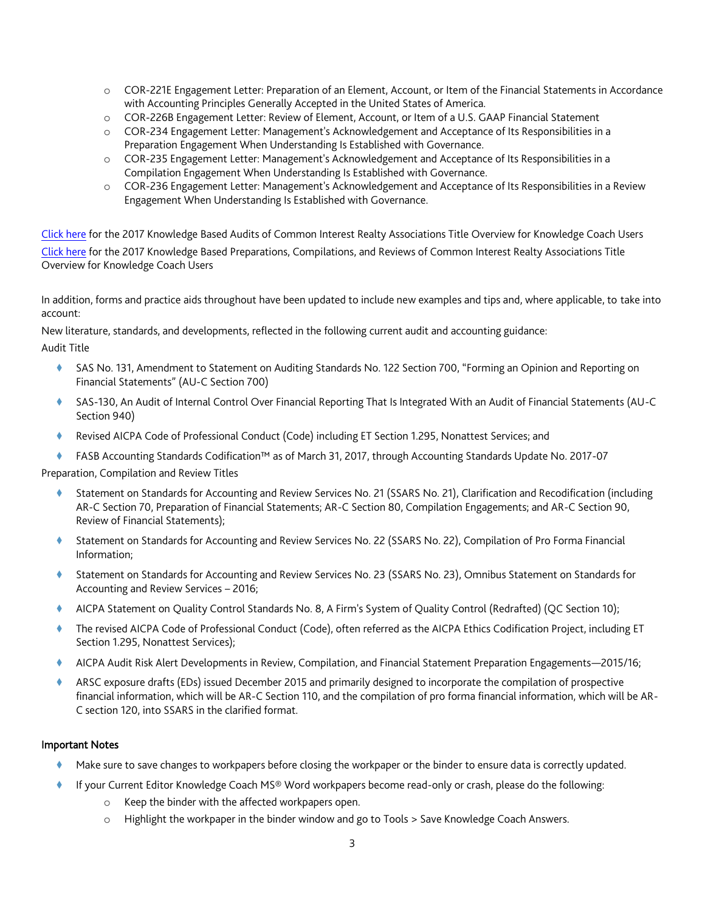- COR-221E Engagement Letter: Preparation of an Element, Account, or Item of the Financial Statements in Accordance with Accounting Principles Generally Accepted in the United States of America.
- COR-226B Engagement Letter: Review of Element, Account, or Item of a U.S. GAAP Financial Statement
- COR-234 Engagement Letter: Management's Acknowledgement and Acceptance of Its Responsibilities in a Preparation Engagement When Understanding Is Established with Governance.
- COR-235 Engagement Letter: Management's Acknowledgement and Acceptance of Its Responsibilities in a Compilation Engagement When Understanding Is Established with Governance.
- COR-236 Engagement Letter: Management's Acknowledgement and Acceptance of Its Responsibilities in a Review Engagement When Understanding Is Established with Governance.

Click here for the 2017 Knowledge Based Audits of Common Interest Realty Associations Title Overview for Knowledge Coach Users

Click here for the 2017 Knowledge Based Preparations, Compilations, and Reviews of Common Interest Realty Associations Title Overview for Knowledge Coach Users

In addition, forms and practice aids throughout have been updated to include new examples and tips and, where applicable, to take into account:

New literature, standards, and developments, reflected in the following current audit and accounting guidance:

Audit Title

- SAS No. 131, Amendment to Statement on Auditing Standards No. 122 Section 700, "Forming an Opinion and Reporting on Financial Statements" (AU-C Section 700)
- SAS-130, An Audit of Internal Control Over Financial Reporting That Is Integrated With an Audit of Financial Statements (AU-C Section 940)
- Revised AICPA Code of Professional Conduct (Code) including ET Section 1.295, Nonattest Services; and
- FASB Accounting Standards Codification™ as of March 31, 2017, through Accounting Standards Update No. 2017-07

Preparation, Compilation and Review Titles

- Statement on Standards for Accounting and Review Services No. 21 (SSARS No. 21), Clarification and Recodification (including AR-C Section 70, Preparation of Financial Statements; AR-C Section 80, Compilation Engagements; and AR-C Section 90, Review of Financial Statements);
- Statement on Standards for Accounting and Review Services No. 22 (SSARS No. 22), Compilation of Pro Forma Financial Information;
- Statement on Standards for Accounting and Review Services No. 23 (SSARS No. 23), Omnibus Statement on Standards for Accounting and Review Services – 2016;
- AICPA Statement on Quality Control Standards No. 8, A Firm's System of Quality Control (Redrafted) (QC Section 10);
- The revised AICPA Code of Professional Conduct (Code), often referred as the AICPA Ethics Codification Project, including ET Section 1.295, Nonattest Services);
- AICPA Audit Risk Alert Developments in Review, Compilation, and Financial Statement Preparation Engagements—2015/16;
- ARSC exposure drafts (EDs) issued December 2015 and primarily designed to incorporate the compilation of prospective financial information, which will be AR-C Section 110, and the compilation of pro forma financial information, which will be AR-C section 120, into SSARS in the clarified format.

**Important Notes**

- Make sure to save changes to workpapers before closing the workpaper or the binder to ensure data is correctly updated.
- If your Current Editor Knowledge Coach MS® Word workpapers become read-only or crash, please do the following:
  - Keep the binder with the affected workpapers open.
  - Highlight the workpaper in the binder window and go to Tools > Save Knowledge Coach Answers.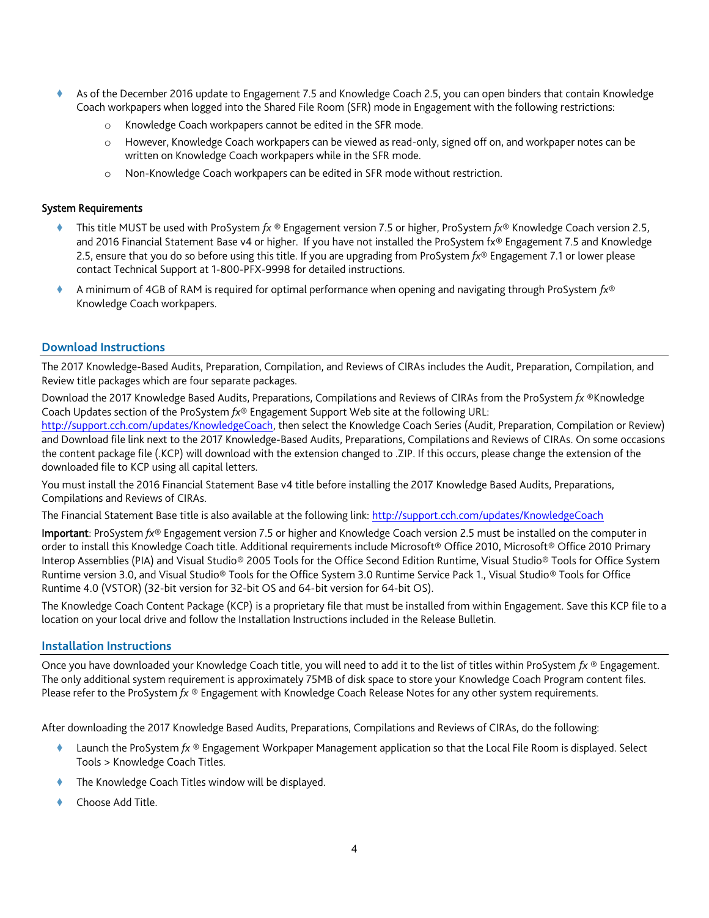- As of the December 2016 update to Engagement 7.5 and Knowledge Coach 2.5, you can open binders that contain Knowledge Coach workpapers when logged into the Shared File Room (SFR) mode in Engagement with the following restrictions:
  - Knowledge Coach workpapers cannot be edited in the SFR mode.
  - However, Knowledge Coach workpapers can be viewed as read-only, signed off on, and workpaper notes can be written on Knowledge Coach workpapers while in the SFR mode.
  - Non-Knowledge Coach workpapers can be edited in SFR mode without restriction.

**System Requirements**

- This title MUST be used with ProSystem *fx* ® Engagement version 7.5 or higher, ProSystem *fx*® Knowledge Coach version 2.5, and 2016 Financial Statement Base v4 or higher. If you have not installed the ProSystem fx® Engagement 7.5 and Knowledge 2.5, ensure that you do so before using this title. If you are upgrading from ProSystem *fx*® Engagement 7.1 or lower please contact Technical Support at 1-800-PFX-9998 for detailed instructions.
- A minimum of 4GB of RAM is required for optimal performance when opening and navigating through ProSystem *fx*® Knowledge Coach workpapers.

## Download Instructions

The 2017 Knowledge-Based Audits, Preparation, Compilation, and Reviews of CIRAs includes the Audit, Preparation, Compilation, and Review title packages which are four separate packages.

Download the 2017 Knowledge Based Audits, Preparations, Compilations and Reviews of CIRAs from the ProSystem *fx* ®Knowledge Coach Updates section of the ProSystem *fx*® Engagement Support Web site at the following URL: http://support.cch.com/updates/KnowledgeCoach, then select the Knowledge Coach Series (Audit, Preparation, Compilation or Review) and Download file link next to the 2017 Knowledge-Based Audits, Preparations, Compilations and Reviews of CIRAs. On some occasions the content package file (.KCP) will download with the extension changed to .ZIP. If this occurs, please change the extension of the downloaded file to KCP using all capital letters.

You must install the 2016 Financial Statement Base v4 title before installing the 2017 Knowledge Based Audits, Preparations, Compilations and Reviews of CIRAs.

The Financial Statement Base title is also available at the following link: http://support.cch.com/updates/KnowledgeCoach

**Important**: ProSystem *fx*® Engagement version 7.5 or higher and Knowledge Coach version 2.5 must be installed on the computer in order to install this Knowledge Coach title. Additional requirements include Microsoft® Office 2010, Microsoft® Office 2010 Primary Interop Assemblies (PIA) and Visual Studio® 2005 Tools for the Office Second Edition Runtime, Visual Studio® Tools for Office System Runtime version 3.0, and Visual Studio® Tools for the Office System 3.0 Runtime Service Pack 1., Visual Studio® Tools for Office Runtime 4.0 (VSTOR) (32-bit version for 32-bit OS and 64-bit version for 64-bit OS).

The Knowledge Coach Content Package (KCP) is a proprietary file that must be installed from within Engagement. Save this KCP file to a location on your local drive and follow the Installation Instructions included in the Release Bulletin.

## Installation Instructions

Once you have downloaded your Knowledge Coach title, you will need to add it to the list of titles within ProSystem *fx* ® Engagement. The only additional system requirement is approximately 75MB of disk space to store your Knowledge Coach Program content files. Please refer to the ProSystem *fx* ® Engagement with Knowledge Coach Release Notes for any other system requirements.

After downloading the 2017 Knowledge Based Audits, Preparations, Compilations and Reviews of CIRAs, do the following:

- Launch the ProSystem *fx* ® Engagement Workpaper Management application so that the Local File Room is displayed. Select Tools > Knowledge Coach Titles.
- The Knowledge Coach Titles window will be displayed.
- Choose Add Title.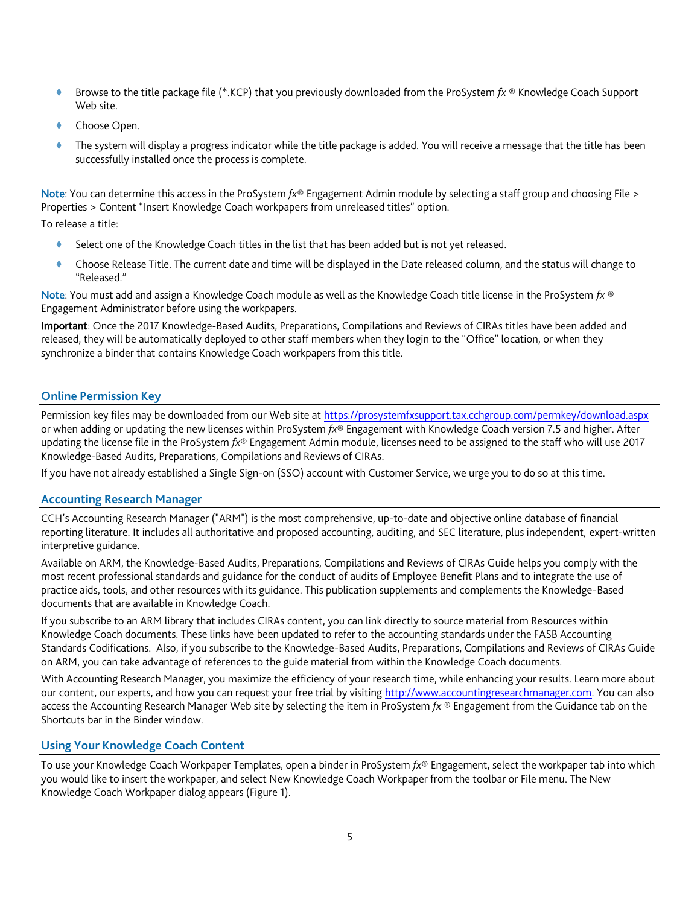- Browse to the title package file (*.KCP) that you previously downloaded from the ProSystem *fx* ® Knowledge Coach Support Web site.
- Choose Open.
- The system will display a progress indicator while the title package is added. You will receive a message that the title has been successfully installed once the process is complete.

**Note**: You can determine this access in the ProSystem *fx*® Engagement Admin module by selecting a staff group and choosing File > Properties > Content "Insert Knowledge Coach workpapers from unreleased titles" option.

To release a title:

- Select one of the Knowledge Coach titles in the list that has been added but is not yet released.
- Choose Release Title. The current date and time will be displayed in the Date released column, and the status will change to "Released."

**Note**: You must add and assign a Knowledge Coach module as well as the Knowledge Coach title license in the ProSystem *fx* ® Engagement Administrator before using the workpapers.

**Important**: Once the 2017 Knowledge-Based Audits, Preparations, Compilations and Reviews of CIRAs titles have been added and released, they will be automatically deployed to other staff members when they login to the "Office" location, or when they synchronize a binder that contains Knowledge Coach workpapers from this title.

## Online Permission Key

Permission key files may be downloaded from our Web site at https://prosystemfxsupport.tax.cchgroup.com/permkey/download.aspx or when adding or updating the new licenses within ProSystem *fx*® Engagement with Knowledge Coach version 7.5 and higher. After updating the license file in the ProSystem *fx*® Engagement Admin module, licenses need to be assigned to the staff who will use 2017 Knowledge-Based Audits, Preparations, Compilations and Reviews of CIRAs.

If you have not already established a Single Sign-on (SSO) account with Customer Service, we urge you to do so at this time.

## Accounting Research Manager

CCH's Accounting Research Manager ("ARM") is the most comprehensive, up-to-date and objective online database of financial reporting literature. It includes all authoritative and proposed accounting, auditing, and SEC literature, plus independent, expert-written interpretive guidance.

Available on ARM, the Knowledge-Based Audits, Preparations, Compilations and Reviews of CIRAs Guide helps you comply with the most recent professional standards and guidance for the conduct of audits of Employee Benefit Plans and to integrate the use of practice aids, tools, and other resources with its guidance. This publication supplements and complements the Knowledge-Based documents that are available in Knowledge Coach.

If you subscribe to an ARM library that includes CIRAs content, you can link directly to source material from Resources within Knowledge Coach documents. These links have been updated to refer to the accounting standards under the FASB Accounting Standards Codifications. Also, if you subscribe to the Knowledge-Based Audits, Preparations, Compilations and Reviews of CIRAs Guide on ARM, you can take advantage of references to the guide material from within the Knowledge Coach documents.

With Accounting Research Manager, you maximize the efficiency of your research time, while enhancing your results. Learn more about our content, our experts, and how you can request your free trial by visiting http://www.accountingresearchmanager.com. You can also access the Accounting Research Manager Web site by selecting the item in ProSystem *fx* ® Engagement from the Guidance tab on the Shortcuts bar in the Binder window.

## Using Your Knowledge Coach Content

To use your Knowledge Coach Workpaper Templates, open a binder in ProSystem *fx*® Engagement, select the workpaper tab into which you would like to insert the workpaper, and select New Knowledge Coach Workpaper from the toolbar or File menu. The New Knowledge Coach Workpaper dialog appears (Figure 1).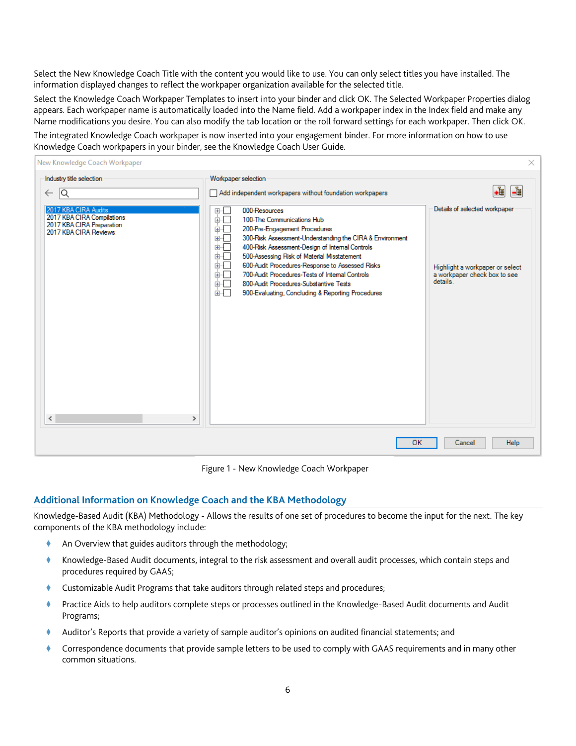Select the New Knowledge Coach Title with the content you would like to use. You can only select titles you have installed. The information displayed changes to reflect the workpaper organization available for the selected title.

Select the Knowledge Coach Workpaper Templates to insert into your binder and click OK. The Selected Workpaper Properties dialog appears. Each workpaper name is automatically loaded into the Name field. Add a workpaper index in the Index field and make any Name modifications you desire. You can also modify the tab location or the roll forward settings for each workpaper. Then click OK.

The integrated Knowledge Coach workpaper is now inserted into your engagement binder. For more information on how to use Knowledge Coach workpapers in your binder, see the Knowledge Coach User Guide.

Figure 1 - New Knowledge Coach Workpaper

## Additional Information on Knowledge Coach and the KBA Methodology

Knowledge-Based Audit (KBA) Methodology - Allows the results of one set of procedures to become the input for the next. The key components of the KBA methodology include:

- An Overview that guides auditors through the methodology;
- Knowledge-Based Audit documents, integral to the risk assessment and overall audit processes, which contain steps and procedures required by GAAS;
- Customizable Audit Programs that take auditors through related steps and procedures;
- Practice Aids to help auditors complete steps or processes outlined in the Knowledge-Based Audit documents and Audit Programs;
- Auditor's Reports that provide a variety of sample auditor's opinions on audited financial statements; and
- Correspondence documents that provide sample letters to be used to comply with GAAS requirements and in many other common situations.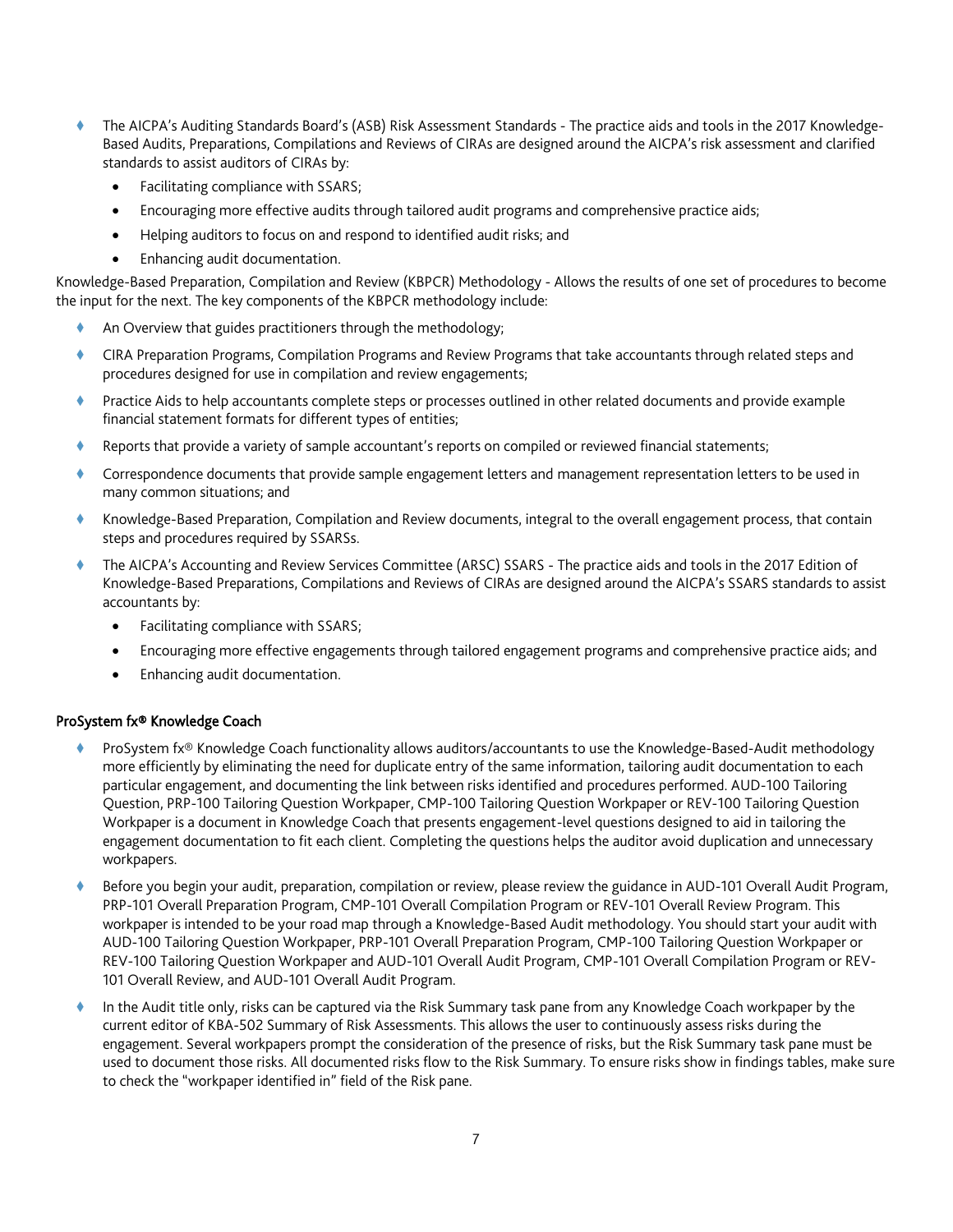- The AICPA's Auditing Standards Board's (ASB) Risk Assessment Standards - The practice aids and tools in the 2017 Knowledge-Based Audits, Preparations, Compilations and Reviews of CIRAs are designed around the AICPA's risk assessment and clarified standards to assist auditors of CIRAs by:
  - Facilitating compliance with SSARS;
  - Encouraging more effective audits through tailored audit programs and comprehensive practice aids;
  - Helping auditors to focus on and respond to identified audit risks; and
  - Enhancing audit documentation.

Knowledge-Based Preparation, Compilation and Review (KBPCR) Methodology - Allows the results of one set of procedures to become the input for the next. The key components of the KBPCR methodology include:

- An Overview that guides practitioners through the methodology;
- CIRA Preparation Programs, Compilation Programs and Review Programs that take accountants through related steps and procedures designed for use in compilation and review engagements;
- Practice Aids to help accountants complete steps or processes outlined in other related documents and provide example financial statement formats for different types of entities;
- Reports that provide a variety of sample accountant's reports on compiled or reviewed financial statements;
- Correspondence documents that provide sample engagement letters and management representation letters to be used in many common situations; and
- Knowledge-Based Preparation, Compilation and Review documents, integral to the overall engagement process, that contain steps and procedures required by SSARSs.
- The AICPA's Accounting and Review Services Committee (ARSC) SSARS - The practice aids and tools in the 2017 Edition of Knowledge-Based Preparations, Compilations and Reviews of CIRAs are designed around the AICPA's SSARS standards to assist accountants by:
  - Facilitating compliance with SSARS;
  - Encouraging more effective engagements through tailored engagement programs and comprehensive practice aids; and
  - Enhancing audit documentation.

**ProSystem fx® Knowledge Coach**

- ProSystem fx® Knowledge Coach functionality allows auditors/accountants to use the Knowledge-Based-Audit methodology more efficiently by eliminating the need for duplicate entry of the same information, tailoring audit documentation to each particular engagement, and documenting the link between risks identified and procedures performed. AUD-100 Tailoring Question, PRP-100 Tailoring Question Workpaper, CMP-100 Tailoring Question Workpaper or REV-100 Tailoring Question Workpaper is a document in Knowledge Coach that presents engagement-level questions designed to aid in tailoring the engagement documentation to fit each client. Completing the questions helps the auditor avoid duplication and unnecessary workpapers.
- Before you begin your audit, preparation, compilation or review, please review the guidance in AUD-101 Overall Audit Program, PRP-101 Overall Preparation Program, CMP-101 Overall Compilation Program or REV-101 Overall Review Program. This workpaper is intended to be your road map through a Knowledge-Based Audit methodology. You should start your audit with AUD-100 Tailoring Question Workpaper, PRP-101 Overall Preparation Program, CMP-100 Tailoring Question Workpaper or REV-100 Tailoring Question Workpaper and AUD-101 Overall Audit Program, CMP-101 Overall Compilation Program or REV-101 Overall Review, and AUD-101 Overall Audit Program.
- In the Audit title only, risks can be captured via the Risk Summary task pane from any Knowledge Coach workpaper by the current editor of KBA-502 Summary of Risk Assessments. This allows the user to continuously assess risks during the engagement. Several workpapers prompt the consideration of the presence of risks, but the Risk Summary task pane must be used to document those risks. All documented risks flow to the Risk Summary. To ensure risks show in findings tables, make sure to check the "workpaper identified in" field of the Risk pane.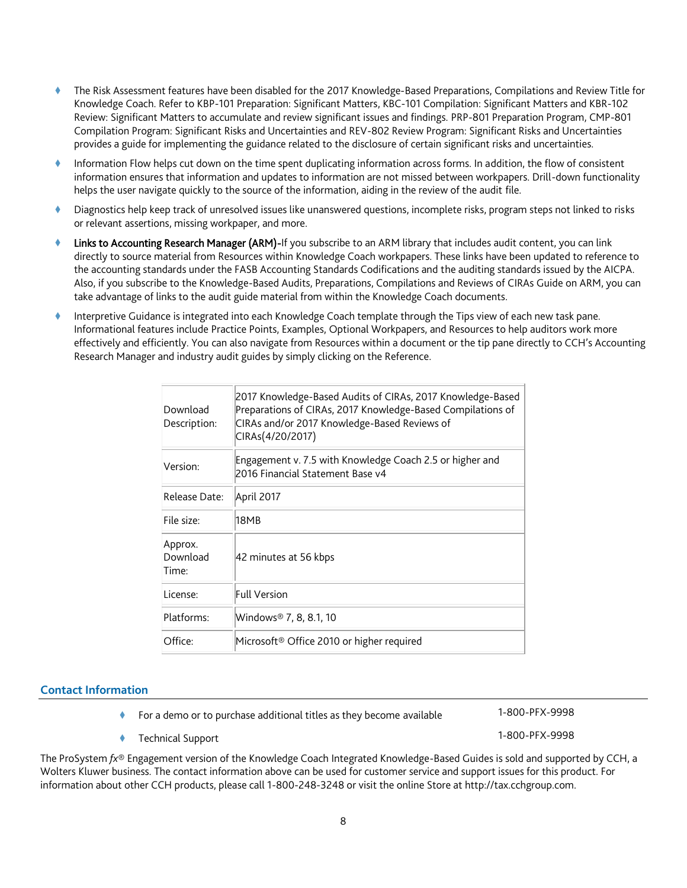- The Risk Assessment features have been disabled for the 2017 Knowledge-Based Preparations, Compilations and Review Title for Knowledge Coach. Refer to KBP-101 Preparation: Significant Matters, KBC-101 Compilation: Significant Matters and KBR-102 Review: Significant Matters to accumulate and review significant issues and findings. PRP-801 Preparation Program, CMP-801 Compilation Program: Significant Risks and Uncertainties and REV-802 Review Program: Significant Risks and Uncertainties provides a guide for implementing the guidance related to the disclosure of certain significant risks and uncertainties.
- Information Flow helps cut down on the time spent duplicating information across forms. In addition, the flow of consistent information ensures that information and updates to information are not missed between workpapers. Drill-down functionality helps the user navigate quickly to the source of the information, aiding in the review of the audit file.
- Diagnostics help keep track of unresolved issues like unanswered questions, incomplete risks, program steps not linked to risks or relevant assertions, missing workpaper, and more.
- **Links to Accounting Research Manager (ARM)-**If you subscribe to an ARM library that includes audit content, you can link directly to source material from Resources within Knowledge Coach workpapers. These links have been updated to reference to the accounting standards under the FASB Accounting Standards Codifications and the auditing standards issued by the AICPA. Also, if you subscribe to the Knowledge-Based Audits, Preparations, Compilations and Reviews of CIRAs Guide on ARM, you can take advantage of links to the audit guide material from within the Knowledge Coach documents.
- Interpretive Guidance is integrated into each Knowledge Coach template through the Tips view of each new task pane. Informational features include Practice Points, Examples, Optional Workpapers, and Resources to help auditors work more effectively and efficiently. You can also navigate from Resources within a document or the tip pane directly to CCH's Accounting Research Manager and industry audit guides by simply clicking on the Reference.

| | |
|---|---|
| Download Description: | 2017 Knowledge-Based Audits of CIRAs, 2017 Knowledge-Based Preparations of CIRAs, 2017 Knowledge-Based Compilations of CIRAs and/or 2017 Knowledge-Based Reviews of CIRAs(4/20/2017) |
| Version: | Engagement v. 7.5 with Knowledge Coach 2.5 or higher and 2016 Financial Statement Base v4 |
| Release Date: | April 2017 |
| File size: | 18MB |
| Approx. Download Time: | 42 minutes at 56 kbps |
| License: | Full Version |
| Platforms: | Windows® 7, 8, 8.1, 10 |
| Office: | Microsoft® Office 2010 or higher required |

## Contact Information

- For a demo or to purchase additional titles as they become available — 1-800-PFX-9998
- Technical Support — 1-800-PFX-9998

The ProSystem *fx*® Engagement version of the Knowledge Coach Integrated Knowledge-Based Guides is sold and supported by CCH, a Wolters Kluwer business. The contact information above can be used for customer service and support issues for this product. For information about other CCH products, please call 1-800-248-3248 or visit the online Store at http://tax.cchgroup.com.